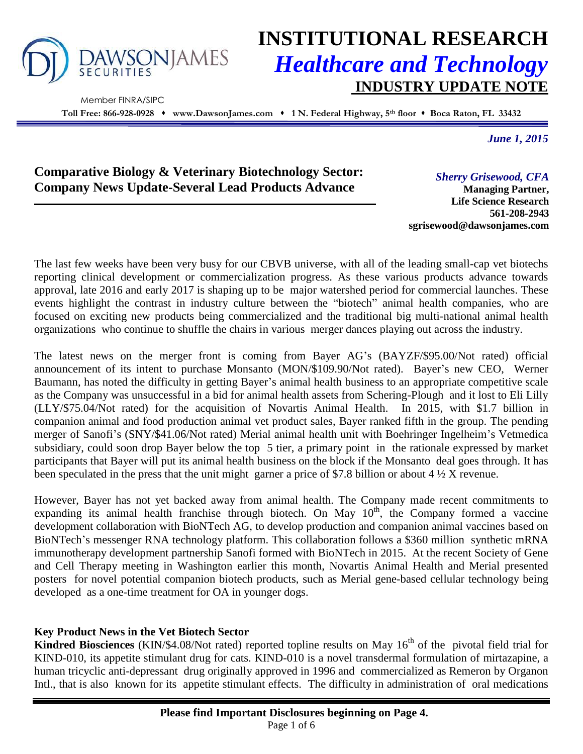# INSTITUTIONAL RESEARCH
## *Healthcare and Technology*
## INDUSTRY UPDATE NOTE

DAWSONJAMES SECURITIES
Member FINRA/SIPC

**Toll Free: 866-928-0928 ♦ www.DawsonJames.com ♦ 1 N. Federal Highway, 5th floor ♦ Boca Raton, FL 33432**

*June 1, 2015*

## Comparative Biology & Veterinary Biotechnology Sector: Company News Update-Several Lead Products Advance

*Sherry Grisewood, CFA*
**Managing Partner,**
**Life Science Research**
**561-208-2943**
**sgrisewood@dawsonjames.com**

The last few weeks have been very busy for our CBVB universe, with all of the leading small-cap vet biotechs reporting clinical development or commercialization progress. As these various products advance towards approval, late 2016 and early 2017 is shaping up to be major watershed period for commercial launches. These events highlight the contrast in industry culture between the "biotech" animal health companies, who are focused on exciting new products being commercialized and the traditional big multi-national animal health organizations who continue to shuffle the chairs in various merger dances playing out across the industry.

The latest news on the merger front is coming from Bayer AG's (BAYZF/$95.00/Not rated) official announcement of its intent to purchase Monsanto (MON/$109.90/Not rated). Bayer's new CEO, Werner Baumann, has noted the difficulty in getting Bayer's animal health business to an appropriate competitive scale as the Company was unsuccessful in a bid for animal health assets from Schering-Plough and it lost to Eli Lilly (LLY/$75.04/Not rated) for the acquisition of Novartis Animal Health. In 2015, with $1.7 billion in companion animal and food production animal vet product sales, Bayer ranked fifth in the group. The pending merger of Sanofi's (SNY/$41.06/Not rated) Merial animal health unit with Boehringer Ingelheim's Vetmedica subsidiary, could soon drop Bayer below the top 5 tier, a primary point in the rationale expressed by market participants that Bayer will put its animal health business on the block if the Monsanto deal goes through. It has been speculated in the press that the unit might garner a price of $7.8 billion or about 4 ½ X revenue.

However, Bayer has not yet backed away from animal health. The Company made recent commitments to expanding its animal health franchise through biotech. On May 10th, the Company formed a vaccine development collaboration with BioNTech AG, to develop production and companion animal vaccines based on BioNTech's messenger RNA technology platform. This collaboration follows a $360 million synthetic mRNA immunotherapy development partnership Sanofi formed with BioNTech in 2015. At the recent Society of Gene and Cell Therapy meeting in Washington earlier this month, Novartis Animal Health and Merial presented posters for novel potential companion biotech products, such as Merial gene-based cellular technology being developed as a one-time treatment for OA in younger dogs.

### Key Product News in the Vet Biotech Sector

**Kindred Biosciences** (KIN/$4.08/Not rated) reported topline results on May 16th of the pivotal field trial for KIND-010, its appetite stimulant drug for cats. KIND-010 is a novel transdermal formulation of mirtazapine, a human tricyclic anti-depressant drug originally approved in 1996 and commercialized as Remeron by Organon Intl., that is also known for its appetite stimulant effects. The difficulty in administration of oral medications

**Please find Important Disclosures beginning on Page 4.**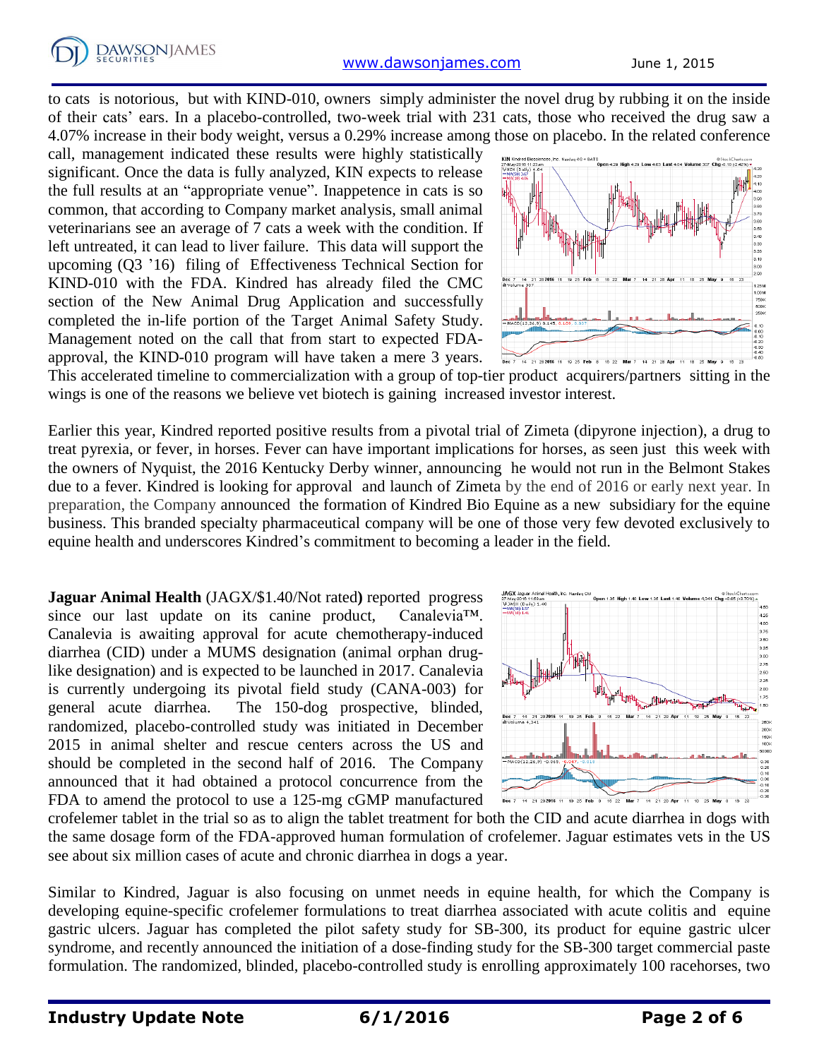to cats is notorious, but with KIND-010, owners simply administer the novel drug by rubbing it on the inside of their cats' ears. In a placebo-controlled, two-week trial with 231 cats, those who received the drug saw a 4.07% increase in their body weight, versus a 0.29% increase among those on placebo. In the related conference call, management indicated these results were highly statistically significant. Once the data is fully analyzed, KIN expects to release the full results at an "appropriate venue". Inappetence in cats is so common, that according to Company market analysis, small animal veterinarians see an average of 7 cats a week with the condition. If left untreated, it can lead to liver failure. This data will support the upcoming (Q3 '16) filing of Effectiveness Technical Section for KIND-010 with the FDA. Kindred has already filed the CMC section of the New Animal Drug Application and successfully completed the in-life portion of the Target Animal Safety Study. Management noted on the call that from start to expected FDA-approval, the KIND-010 program will have taken a mere 3 years. This accelerated timeline to commercialization with a group of top-tier product acquirers/partners sitting in the wings is one of the reasons we believe vet biotech is gaining increased investor interest.

Earlier this year, Kindred reported positive results from a pivotal trial of Zimeta (dipyrone injection), a drug to treat pyrexia, or fever, in horses. Fever can have important implications for horses, as seen just this week with the owners of Nyquist, the 2016 Kentucky Derby winner, announcing he would not run in the Belmont Stakes due to a fever. Kindred is looking for approval and launch of Zimeta by the end of 2016 or early next year. In preparation, the Company announced the formation of Kindred Bio Equine as a new subsidiary for the equine business. This branded specialty pharmaceutical company will be one of those very few devoted exclusively to equine health and underscores Kindred's commitment to becoming a leader in the field.

**Jaguar Animal Health** (JAGX/$1.40/Not rated**)** reported progress since our last update on its canine product, Canalevia™. Canalevia is awaiting approval for acute chemotherapy-induced diarrhea (CID) under a MUMS designation (animal orphan drug-like designation) and is expected to be launched in 2017. Canalevia is currently undergoing its pivotal field study (CANA-003) for general acute diarrhea. The 150-dog prospective, blinded, randomized, placebo-controlled study was initiated in December 2015 in animal shelter and rescue centers across the US and should be completed in the second half of 2016. The Company announced that it had obtained a protocol concurrence from the FDA to amend the protocol to use a 125-mg cGMP manufactured crofelemer tablet in the trial so as to align the tablet treatment for both the CID and acute diarrhea in dogs with the same dosage form of the FDA-approved human formulation of crofelemer. Jaguar estimates vets in the US see about six million cases of acute and chronic diarrhea in dogs a year.

Similar to Kindred, Jaguar is also focusing on unmet needs in equine health, for which the Company is developing equine-specific crofelemer formulations to treat diarrhea associated with acute colitis and equine gastric ulcers. Jaguar has completed the pilot safety study for SB-300, its product for equine gastric ulcer syndrome, and recently announced the initiation of a dose-finding study for the SB-300 target commercial paste formulation. The randomized, blinded, placebo-controlled study is enrolling approximately 100 racehorses, two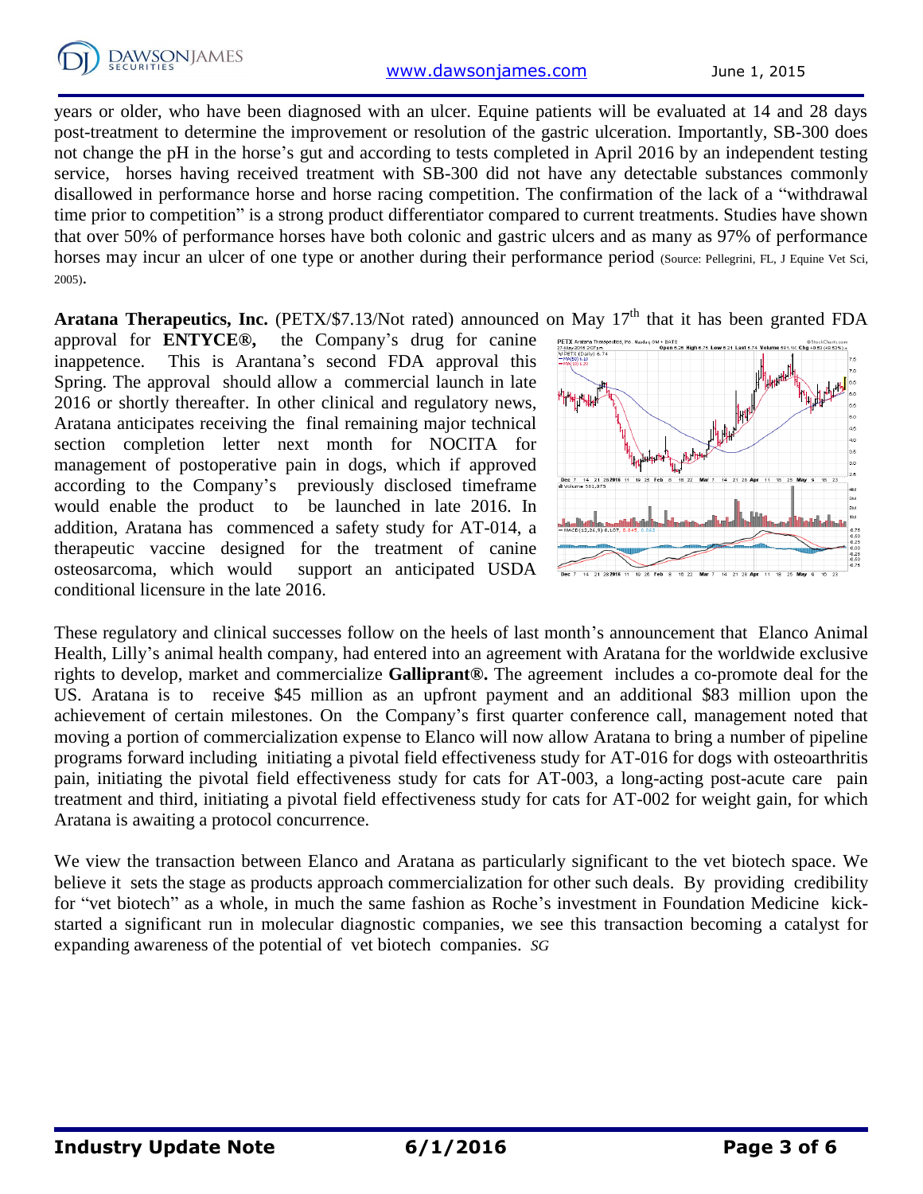years or older, who have been diagnosed with an ulcer. Equine patients will be evaluated at 14 and 28 days post-treatment to determine the improvement or resolution of the gastric ulceration. Importantly, SB-300 does not change the pH in the horse's gut and according to tests completed in April 2016 by an independent testing service, horses having received treatment with SB-300 did not have any detectable substances commonly disallowed in performance horse and horse racing competition. The confirmation of the lack of a "withdrawal time prior to competition" is a strong product differentiator compared to current treatments. Studies have shown that over 50% of performance horses have both colonic and gastric ulcers and as many as 97% of performance horses may incur an ulcer of one type or another during their performance period (Source: Pellegrini, FL, J Equine Vet Sci, 2005).

**Aratana Therapeutics, Inc.** (PETX/$7.13/Not rated) announced on May 17th that it has been granted FDA approval for **ENTYCE®,** the Company's drug for canine inappetence. This is Arantana's second FDA approval this Spring. The approval should allow a commercial launch in late 2016 or shortly thereafter. In other clinical and regulatory news, Aratana anticipates receiving the final remaining major technical section completion letter next month for NOCITA for management of postoperative pain in dogs, which if approved according to the Company's previously disclosed timeframe would enable the product to be launched in late 2016. In addition, Aratana has commenced a safety study for AT-014, a therapeutic vaccine designed for the treatment of canine osteosarcoma, which would support an anticipated USDA conditional licensure in the late 2016.

These regulatory and clinical successes follow on the heels of last month's announcement that Elanco Animal Health, Lilly's animal health company, had entered into an agreement with Aratana for the worldwide exclusive rights to develop, market and commercialize **Galliprant®.** The agreement includes a co-promote deal for the US. Aratana is to receive $45 million as an upfront payment and an additional $83 million upon the achievement of certain milestones. On the Company's first quarter conference call, management noted that moving a portion of commercialization expense to Elanco will now allow Aratana to bring a number of pipeline programs forward including initiating a pivotal field effectiveness study for AT-016 for dogs with osteoarthritis pain, initiating the pivotal field effectiveness study for cats for AT-003, a long-acting post-acute care pain treatment and third, initiating a pivotal field effectiveness study for cats for AT-002 for weight gain, for which Aratana is awaiting a protocol concurrence.

We view the transaction between Elanco and Aratana as particularly significant to the vet biotech space. We believe it sets the stage as products approach commercialization for other such deals. By providing credibility for "vet biotech" as a whole, in much the same fashion as Roche's investment in Foundation Medicine kick-started a significant run in molecular diagnostic companies, we see this transaction becoming a catalyst for expanding awareness of the potential of vet biotech companies. *SG*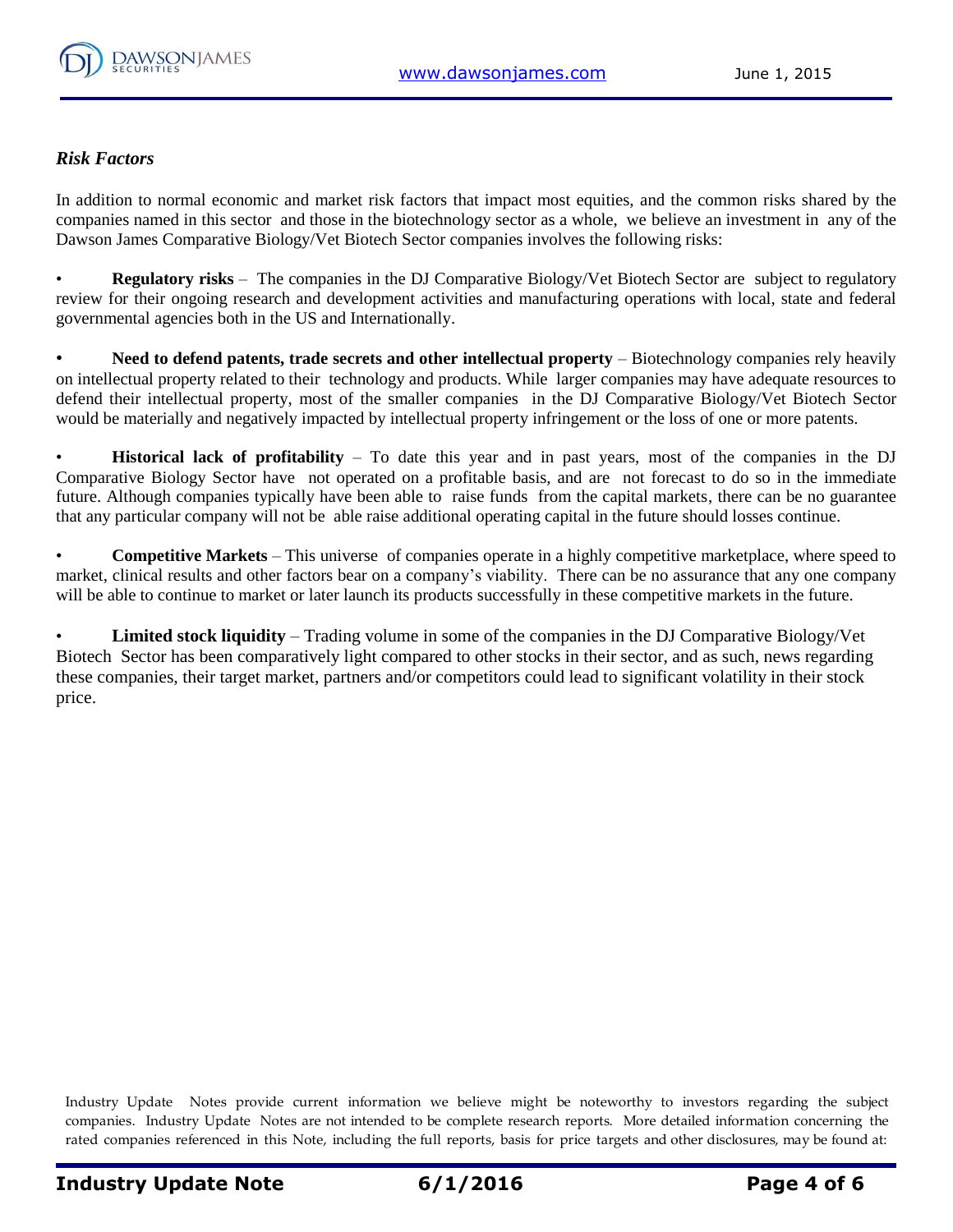### *Risk Factors*

In addition to normal economic and market risk factors that impact most equities, and the common risks shared by the companies named in this sector and those in the biotechnology sector as a whole, we believe an investment in any of the Dawson James Comparative Biology/Vet Biotech Sector companies involves the following risks:

- **Regulatory risks** – The companies in the DJ Comparative Biology/Vet Biotech Sector are subject to regulatory review for their ongoing research and development activities and manufacturing operations with local, state and federal governmental agencies both in the US and Internationally.

- **Need to defend patents, trade secrets and other intellectual property** – Biotechnology companies rely heavily on intellectual property related to their technology and products. While larger companies may have adequate resources to defend their intellectual property, most of the smaller companies in the DJ Comparative Biology/Vet Biotech Sector would be materially and negatively impacted by intellectual property infringement or the loss of one or more patents.

- **Historical lack of profitability** – To date this year and in past years, most of the companies in the DJ Comparative Biology Sector have not operated on a profitable basis, and are not forecast to do so in the immediate future. Although companies typically have been able to raise funds from the capital markets, there can be no guarantee that any particular company will not be able raise additional operating capital in the future should losses continue.

- **Competitive Markets** – This universe of companies operate in a highly competitive marketplace, where speed to market, clinical results and other factors bear on a company's viability. There can be no assurance that any one company will be able to continue to market or later launch its products successfully in these competitive markets in the future.

- **Limited stock liquidity** – Trading volume in some of the companies in the DJ Comparative Biology/Vet Biotech Sector has been comparatively light compared to other stocks in their sector, and as such, news regarding these companies, their target market, partners and/or competitors could lead to significant volatility in their stock price.

Industry Update Notes provide current information we believe might be noteworthy to investors regarding the subject companies. Industry Update Notes are not intended to be complete research reports. More detailed information concerning the rated companies referenced in this Note, including the full reports, basis for price targets and other disclosures, may be found at: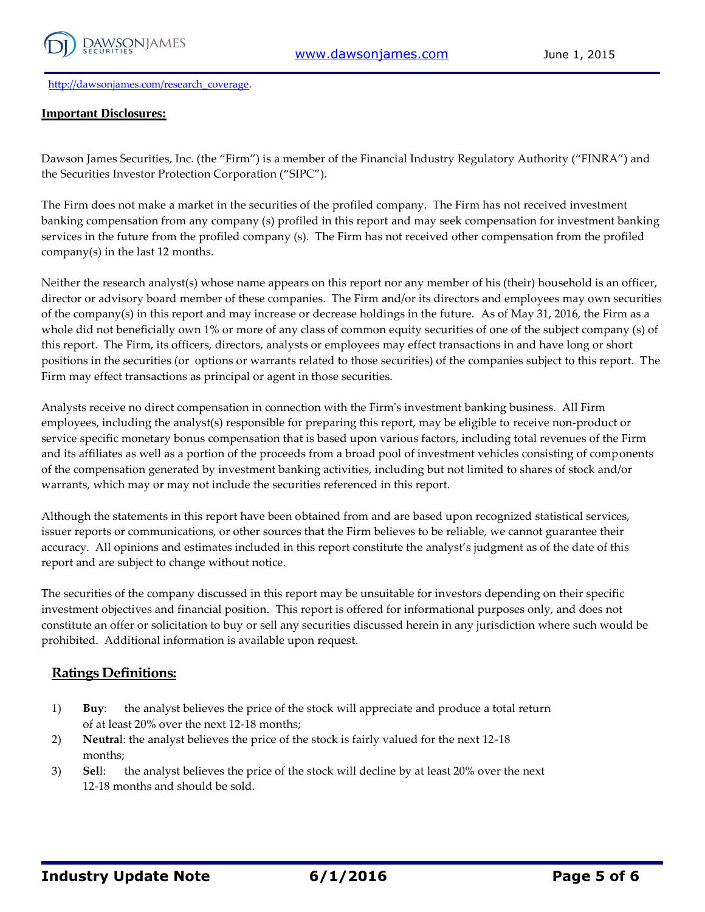http://dawsonjames.com/research_coverage.

**Important Disclosures:**

Dawson James Securities, Inc. (the "Firm") is a member of the Financial Industry Regulatory Authority ("FINRA") and the Securities Investor Protection Corporation ("SIPC").

The Firm does not make a market in the securities of the profiled company. The Firm has not received investment banking compensation from any company (s) profiled in this report and may seek compensation for investment banking services in the future from the profiled company (s). The Firm has not received other compensation from the profiled company(s) in the last 12 months.

Neither the research analyst(s) whose name appears on this report nor any member of his (their) household is an officer, director or advisory board member of these companies. The Firm and/or its directors and employees may own securities of the company(s) in this report and may increase or decrease holdings in the future. As of May 31, 2016, the Firm as a whole did not beneficially own 1% or more of any class of common equity securities of one of the subject company (s) of this report. The Firm, its officers, directors, analysts or employees may effect transactions in and have long or short positions in the securities (or options or warrants related to those securities) of the companies subject to this report. The Firm may effect transactions as principal or agent in those securities.

Analysts receive no direct compensation in connection with the Firm's investment banking business. All Firm employees, including the analyst(s) responsible for preparing this report, may be eligible to receive non-product or service specific monetary bonus compensation that is based upon various factors, including total revenues of the Firm and its affiliates as well as a portion of the proceeds from a broad pool of investment vehicles consisting of components of the compensation generated by investment banking activities, including but not limited to shares of stock and/or warrants, which may or may not include the securities referenced in this report.

Although the statements in this report have been obtained from and are based upon recognized statistical services, issuer reports or communications, or other sources that the Firm believes to be reliable, we cannot guarantee their accuracy. All opinions and estimates included in this report constitute the analyst's judgment as of the date of this report and are subject to change without notice.

The securities of the company discussed in this report may be unsuitable for investors depending on their specific investment objectives and financial position. This report is offered for informational purposes only, and does not constitute an offer or solicitation to buy or sell any securities discussed herein in any jurisdiction where such would be prohibited. Additional information is available upon request.

## Ratings Definitions:

1) **Buy**: the analyst believes the price of the stock will appreciate and produce a total return of at least 20% over the next 12-18 months;
2) **Neutral**: the analyst believes the price of the stock is fairly valued for the next 12-18 months;
3) **Sell**: the analyst believes the price of the stock will decline by at least 20% over the next 12-18 months and should be sold.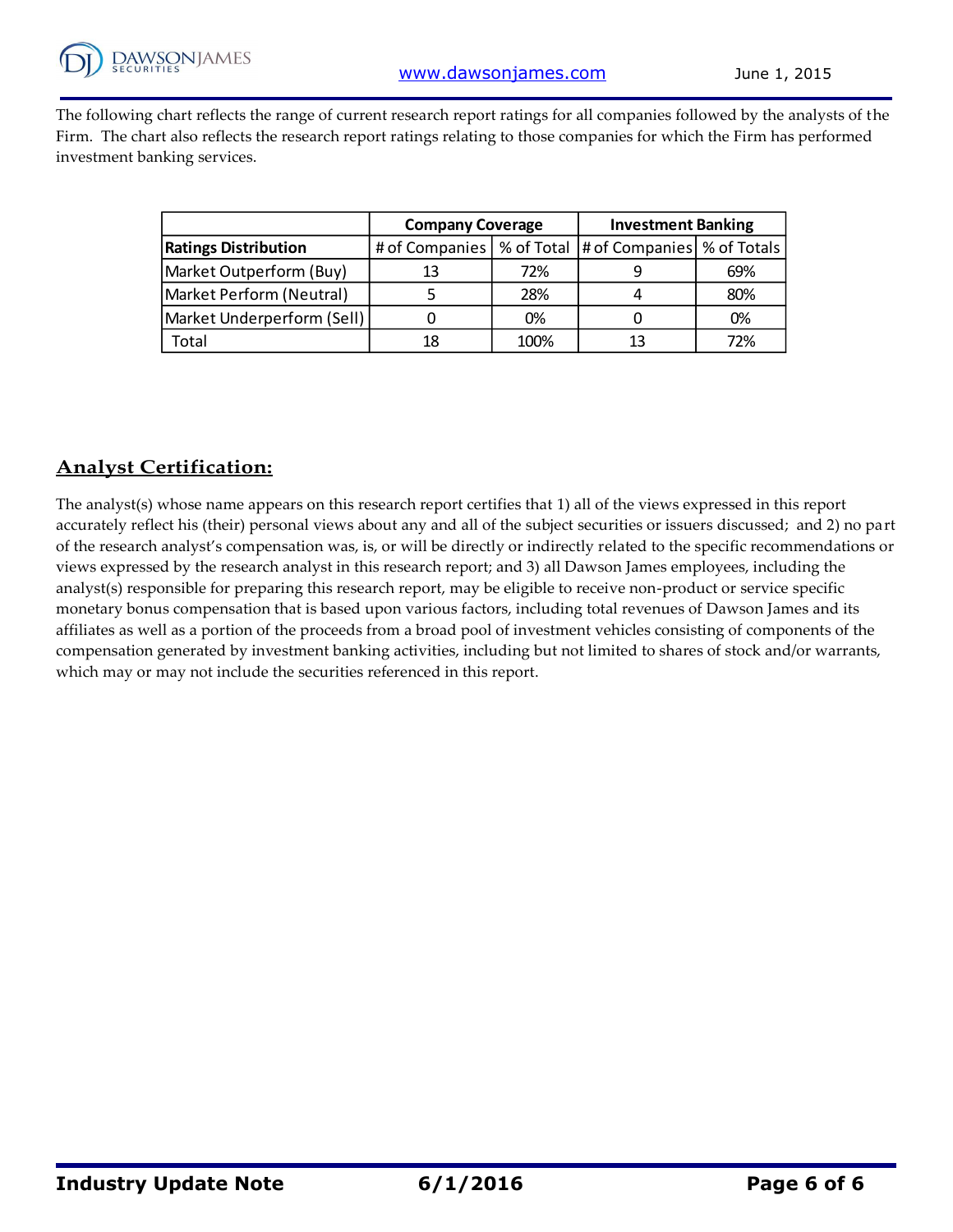The following chart reflects the range of current research report ratings for all companies followed by the analysts of the Firm. The chart also reflects the research report ratings relating to those companies for which the Firm has performed investment banking services.

| | Company Coverage | | Investment Banking | |
|---|---|---|---|---|
| **Ratings Distribution** | # of Companies | % of Total | # of Companies | % of Totals |
| Market Outperform (Buy) | 13 | 72% | 9 | 69% |
| Market Perform (Neutral) | 5 | 28% | 4 | 80% |
| Market Underperform (Sell) | 0 | 0% | 0 | 0% |
| Total | 18 | 100% | 13 | 72% |

## Analyst Certification:

The analyst(s) whose name appears on this research report certifies that 1) all of the views expressed in this report accurately reflect his (their) personal views about any and all of the subject securities or issuers discussed; and 2) no part of the research analyst's compensation was, is, or will be directly or indirectly related to the specific recommendations or views expressed by the research analyst in this research report; and 3) all Dawson James employees, including the analyst(s) responsible for preparing this research report, may be eligible to receive non-product or service specific monetary bonus compensation that is based upon various factors, including total revenues of Dawson James and its affiliates as well as a portion of the proceeds from a broad pool of investment vehicles consisting of components of the compensation generated by investment banking activities, including but not limited to shares of stock and/or warrants, which may or may not include the securities referenced in this report.